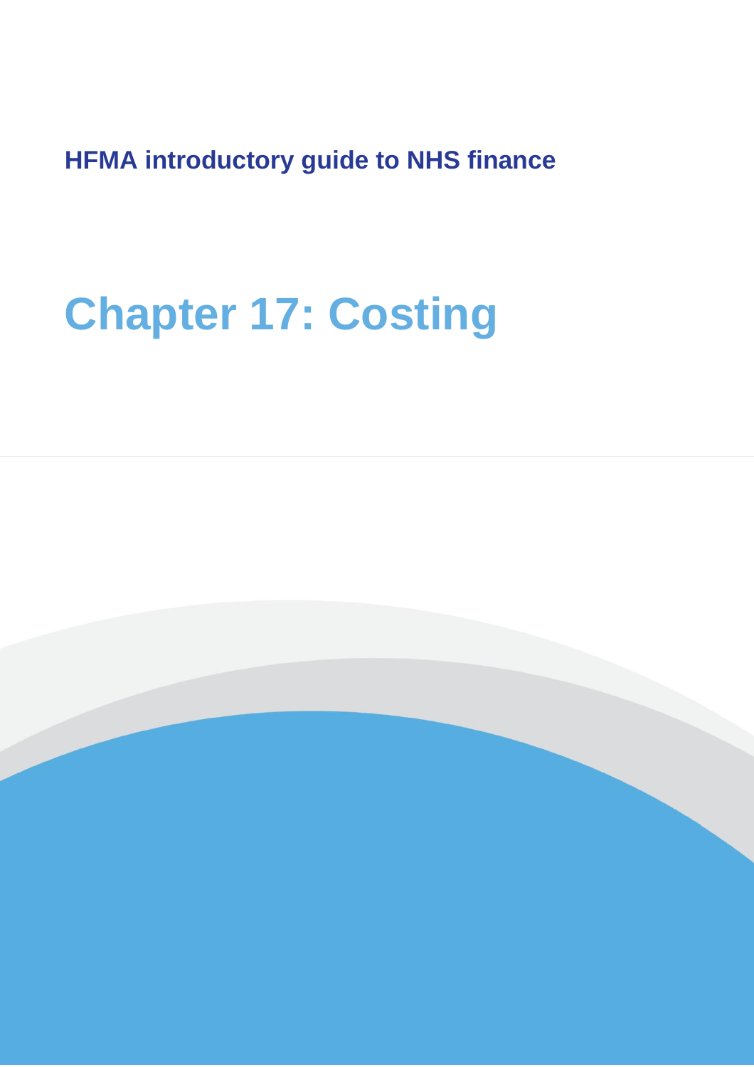HFMA introductory guide to NHS finance

# Chapter 17: Costing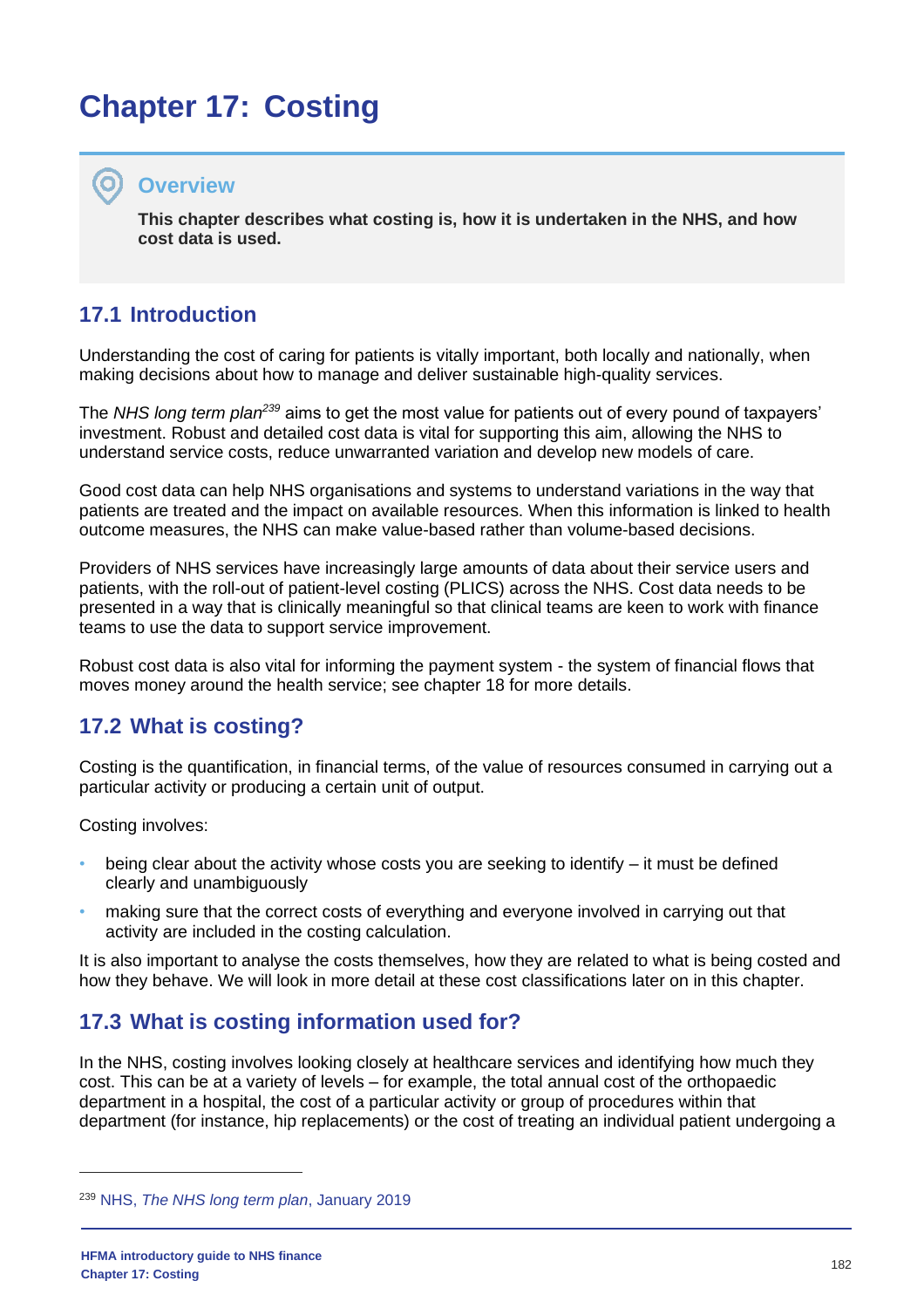# Chapter 17: Costing

## Overview

**This chapter describes what costing is, how it is undertaken in the NHS, and how cost data is used.**

## 17.1 Introduction

Understanding the cost of caring for patients is vitally important, both locally and nationally, when making decisions about how to manage and deliver sustainable high-quality services.

The *NHS long term plan*[239] aims to get the most value for patients out of every pound of taxpayers' investment. Robust and detailed cost data is vital for supporting this aim, allowing the NHS to understand service costs, reduce unwarranted variation and develop new models of care.

Good cost data can help NHS organisations and systems to understand variations in the way that patients are treated and the impact on available resources. When this information is linked to health outcome measures, the NHS can make value-based rather than volume-based decisions.

Providers of NHS services have increasingly large amounts of data about their service users and patients, with the roll-out of patient-level costing (PLICS) across the NHS. Cost data needs to be presented in a way that is clinically meaningful so that clinical teams are keen to work with finance teams to use the data to support service improvement.

Robust cost data is also vital for informing the payment system - the system of financial flows that moves money around the health service; see chapter 18 for more details.

## 17.2 What is costing?

Costing is the quantification, in financial terms, of the value of resources consumed in carrying out a particular activity or producing a certain unit of output.

Costing involves:

- being clear about the activity whose costs you are seeking to identify – it must be defined clearly and unambiguously
- making sure that the correct costs of everything and everyone involved in carrying out that activity are included in the costing calculation.

It is also important to analyse the costs themselves, how they are related to what is being costed and how they behave. We will look in more detail at these cost classifications later on in this chapter.

## 17.3 What is costing information used for?

In the NHS, costing involves looking closely at healthcare services and identifying how much they cost. This can be at a variety of levels – for example, the total annual cost of the orthopaedic department in a hospital, the cost of a particular activity or group of procedures within that department (for instance, hip replacements) or the cost of treating an individual patient undergoing a

---

[239] NHS, *The NHS long term plan*, January 2019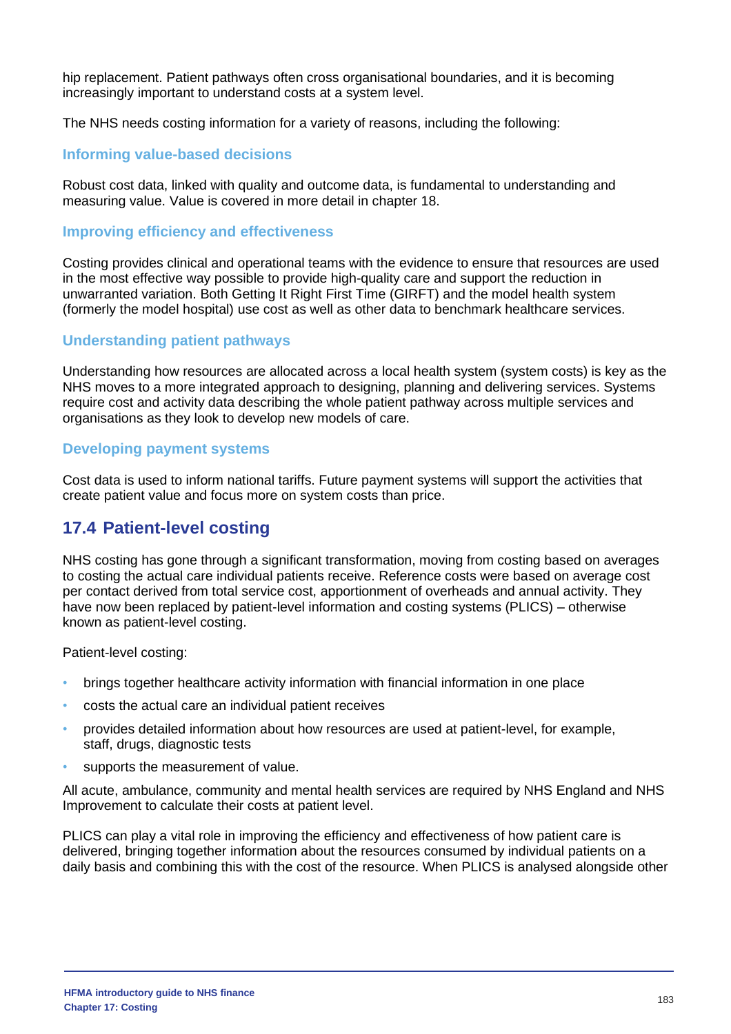hip replacement. Patient pathways often cross organisational boundaries, and it is becoming increasingly important to understand costs at a system level.

The NHS needs costing information for a variety of reasons, including the following:

### Informing value-based decisions

Robust cost data, linked with quality and outcome data, is fundamental to understanding and measuring value. Value is covered in more detail in chapter 18.

### Improving efficiency and effectiveness

Costing provides clinical and operational teams with the evidence to ensure that resources are used in the most effective way possible to provide high-quality care and support the reduction in unwarranted variation. Both Getting It Right First Time (GIRFT) and the model health system (formerly the model hospital) use cost as well as other data to benchmark healthcare services.

### Understanding patient pathways

Understanding how resources are allocated across a local health system (system costs) is key as the NHS moves to a more integrated approach to designing, planning and delivering services. Systems require cost and activity data describing the whole patient pathway across multiple services and organisations as they look to develop new models of care.

### Developing payment systems

Cost data is used to inform national tariffs. Future payment systems will support the activities that create patient value and focus more on system costs than price.

## 17.4 Patient-level costing

NHS costing has gone through a significant transformation, moving from costing based on averages to costing the actual care individual patients receive. Reference costs were based on average cost per contact derived from total service cost, apportionment of overheads and annual activity. They have now been replaced by patient-level information and costing systems (PLICS) – otherwise known as patient-level costing.

Patient-level costing:

- brings together healthcare activity information with financial information in one place
- costs the actual care an individual patient receives
- provides detailed information about how resources are used at patient-level, for example, staff, drugs, diagnostic tests
- supports the measurement of value.

All acute, ambulance, community and mental health services are required by NHS England and NHS Improvement to calculate their costs at patient level.

PLICS can play a vital role in improving the efficiency and effectiveness of how patient care is delivered, bringing together information about the resources consumed by individual patients on a daily basis and combining this with the cost of the resource. When PLICS is analysed alongside other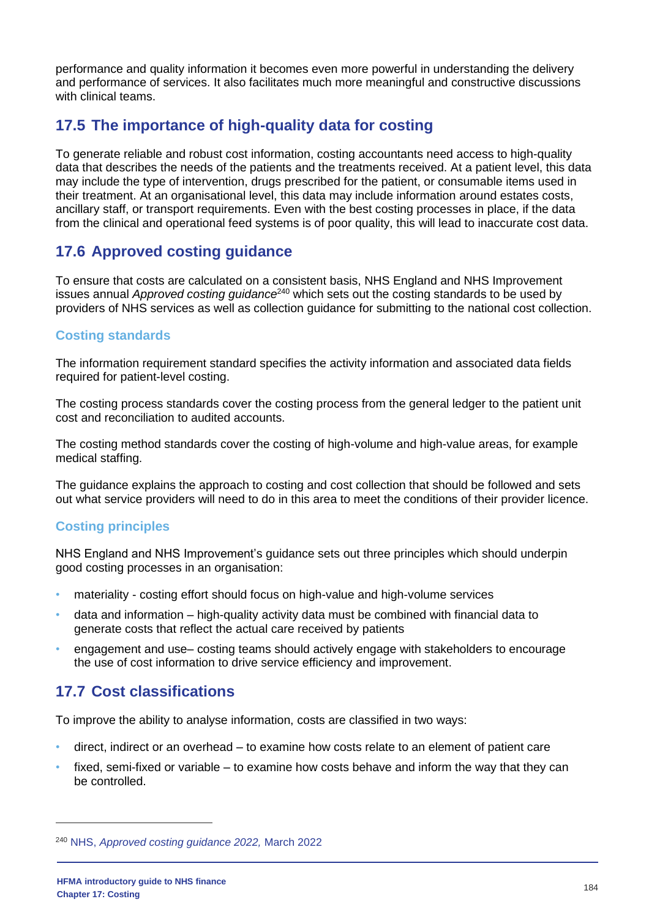performance and quality information it becomes even more powerful in understanding the delivery and performance of services. It also facilitates much more meaningful and constructive discussions with clinical teams.

## 17.5 The importance of high-quality data for costing

To generate reliable and robust cost information, costing accountants need access to high-quality data that describes the needs of the patients and the treatments received. At a patient level, this data may include the type of intervention, drugs prescribed for the patient, or consumable items used in their treatment. At an organisational level, this data may include information around estates costs, ancillary staff, or transport requirements. Even with the best costing processes in place, if the data from the clinical and operational feed systems is of poor quality, this will lead to inaccurate cost data.

## 17.6 Approved costing guidance

To ensure that costs are calculated on a consistent basis, NHS England and NHS Improvement issues annual *Approved costing guidance*[240] which sets out the costing standards to be used by providers of NHS services as well as collection guidance for submitting to the national cost collection.

### Costing standards

The information requirement standard specifies the activity information and associated data fields required for patient-level costing.

The costing process standards cover the costing process from the general ledger to the patient unit cost and reconciliation to audited accounts.

The costing method standards cover the costing of high-volume and high-value areas, for example medical staffing.

The guidance explains the approach to costing and cost collection that should be followed and sets out what service providers will need to do in this area to meet the conditions of their provider licence.

### Costing principles

NHS England and NHS Improvement's guidance sets out three principles which should underpin good costing processes in an organisation:

- materiality - costing effort should focus on high-value and high-volume services
- data and information – high-quality activity data must be combined with financial data to generate costs that reflect the actual care received by patients
- engagement and use– costing teams should actively engage with stakeholders to encourage the use of cost information to drive service efficiency and improvement.

## 17.7 Cost classifications

To improve the ability to analyse information, costs are classified in two ways:

- direct, indirect or an overhead – to examine how costs relate to an element of patient care
- fixed, semi-fixed or variable – to examine how costs behave and inform the way that they can be controlled.

---

[240] NHS, *Approved costing guidance 2022,* March 2022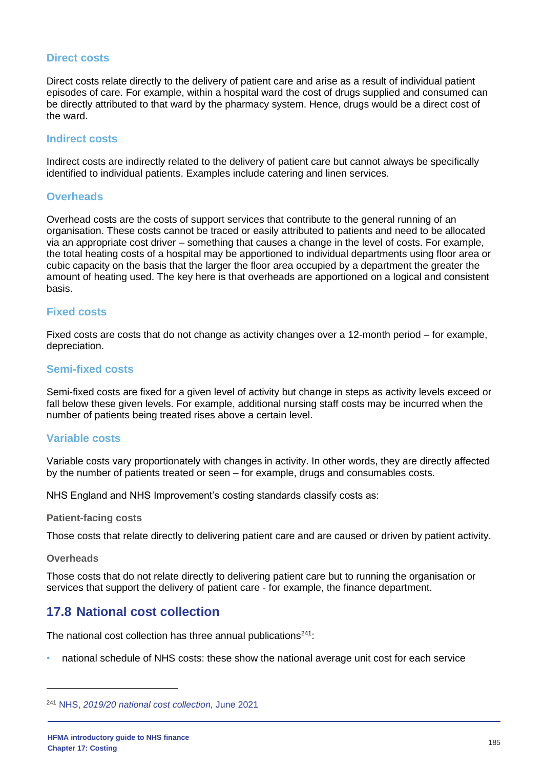### Direct costs

Direct costs relate directly to the delivery of patient care and arise as a result of individual patient episodes of care. For example, within a hospital ward the cost of drugs supplied and consumed can be directly attributed to that ward by the pharmacy system. Hence, drugs would be a direct cost of the ward.

### Indirect costs

Indirect costs are indirectly related to the delivery of patient care but cannot always be specifically identified to individual patients. Examples include catering and linen services.

### Overheads

Overhead costs are the costs of support services that contribute to the general running of an organisation. These costs cannot be traced or easily attributed to patients and need to be allocated via an appropriate cost driver – something that causes a change in the level of costs. For example, the total heating costs of a hospital may be apportioned to individual departments using floor area or cubic capacity on the basis that the larger the floor area occupied by a department the greater the amount of heating used. The key here is that overheads are apportioned on a logical and consistent basis.

### Fixed costs

Fixed costs are costs that do not change as activity changes over a 12-month period – for example, depreciation.

### Semi-fixed costs

Semi-fixed costs are fixed for a given level of activity but change in steps as activity levels exceed or fall below these given levels. For example, additional nursing staff costs may be incurred when the number of patients being treated rises above a certain level.

### Variable costs

Variable costs vary proportionately with changes in activity. In other words, they are directly affected by the number of patients treated or seen – for example, drugs and consumables costs.

NHS England and NHS Improvement's costing standards classify costs as:

#### Patient-facing costs

Those costs that relate directly to delivering patient care and are caused or driven by patient activity.

#### Overheads

Those costs that do not relate directly to delivering patient care but to running the organisation or services that support the delivery of patient care - for example, the finance department.

## 17.8 National cost collection

The national cost collection has three annual publications[241]:

- national schedule of NHS costs: these show the national average unit cost for each service

---

[241] NHS, *2019/20 national cost collection,* June 2021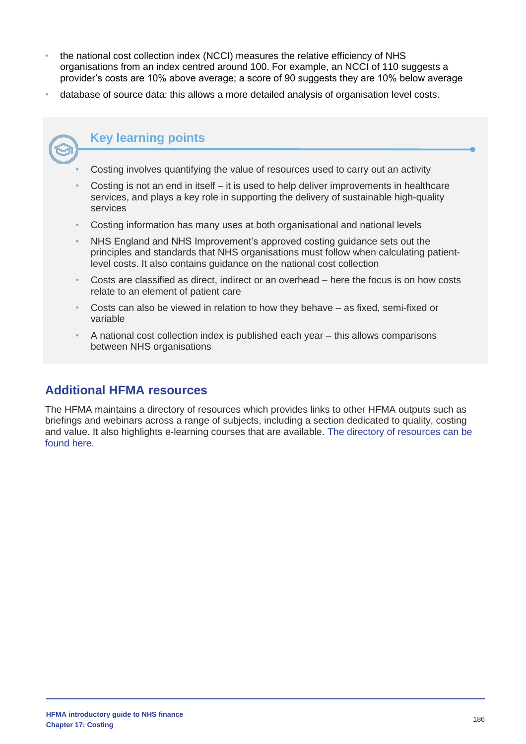- the national cost collection index (NCCI) measures the relative efficiency of NHS organisations from an index centred around 100. For example, an NCCI of 110 suggests a provider's costs are 10% above average; a score of 90 suggests they are 10% below average
- database of source data: this allows a more detailed analysis of organisation level costs.

### Key learning points

- Costing involves quantifying the value of resources used to carry out an activity
- Costing is not an end in itself – it is used to help deliver improvements in healthcare services, and plays a key role in supporting the delivery of sustainable high-quality services
- Costing information has many uses at both organisational and national levels
- NHS England and NHS Improvement's approved costing guidance sets out the principles and standards that NHS organisations must follow when calculating patient-level costs. It also contains guidance on the national cost collection
- Costs are classified as direct, indirect or an overhead – here the focus is on how costs relate to an element of patient care
- Costs can also be viewed in relation to how they behave – as fixed, semi-fixed or variable
- A national cost collection index is published each year – this allows comparisons between NHS organisations

## Additional HFMA resources

The HFMA maintains a directory of resources which provides links to other HFMA outputs such as briefings and webinars across a range of subjects, including a section dedicated to quality, costing and value. It also highlights e-learning courses that are available. The directory of resources can be found here.